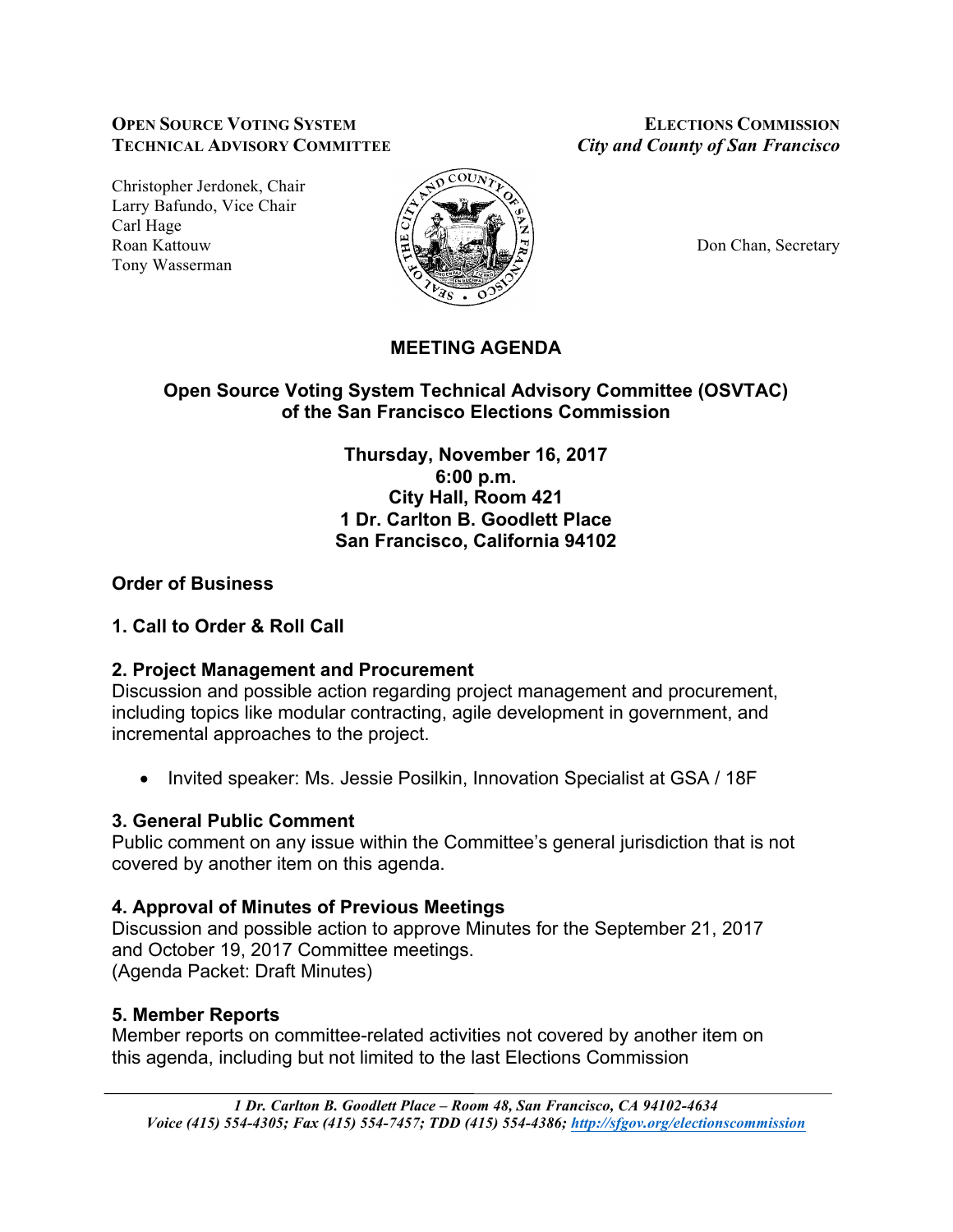**OPEN SOURCE VOTING SYSTEM**
**TECHNICAL ADVISORY COMMITTEE**

**ELECTIONS COMMISSION**
***City and County of San Francisco***

Christopher Jerdonek, Chair
Larry Bafundo, Vice Chair
Carl Hage
Roan Kattouw
Tony Wasserman

Don Chan, Secretary

# MEETING AGENDA

## Open Source Voting System Technical Advisory Committee (OSVTAC) of the San Francisco Elections Commission

**Thursday, November 16, 2017**
**6:00 p.m.**
**City Hall, Room 421**
**1 Dr. Carlton B. Goodlett Place**
**San Francisco, California 94102**

### Order of Business

### 1. Call to Order & Roll Call

### 2. Project Management and Procurement

Discussion and possible action regarding project management and procurement, including topics like modular contracting, agile development in government, and incremental approaches to the project.

- Invited speaker: Ms. Jessie Posilkin, Innovation Specialist at GSA / 18F

### 3. General Public Comment

Public comment on any issue within the Committee's general jurisdiction that is not covered by another item on this agenda.

### 4. Approval of Minutes of Previous Meetings

Discussion and possible action to approve Minutes for the September 21, 2017 and October 19, 2017 Committee meetings.
(Agenda Packet: Draft Minutes)

### 5. Member Reports

Member reports on committee-related activities not covered by another item on this agenda, including but not limited to the last Elections Commission

*1 Dr. Carlton B. Goodlett Place – Room 48, San Francisco, CA 94102-4634*
*Voice (415) 554-4305; Fax (415) 554-7457; TDD (415) 554-4386; http://sfgov.org/electionscommission*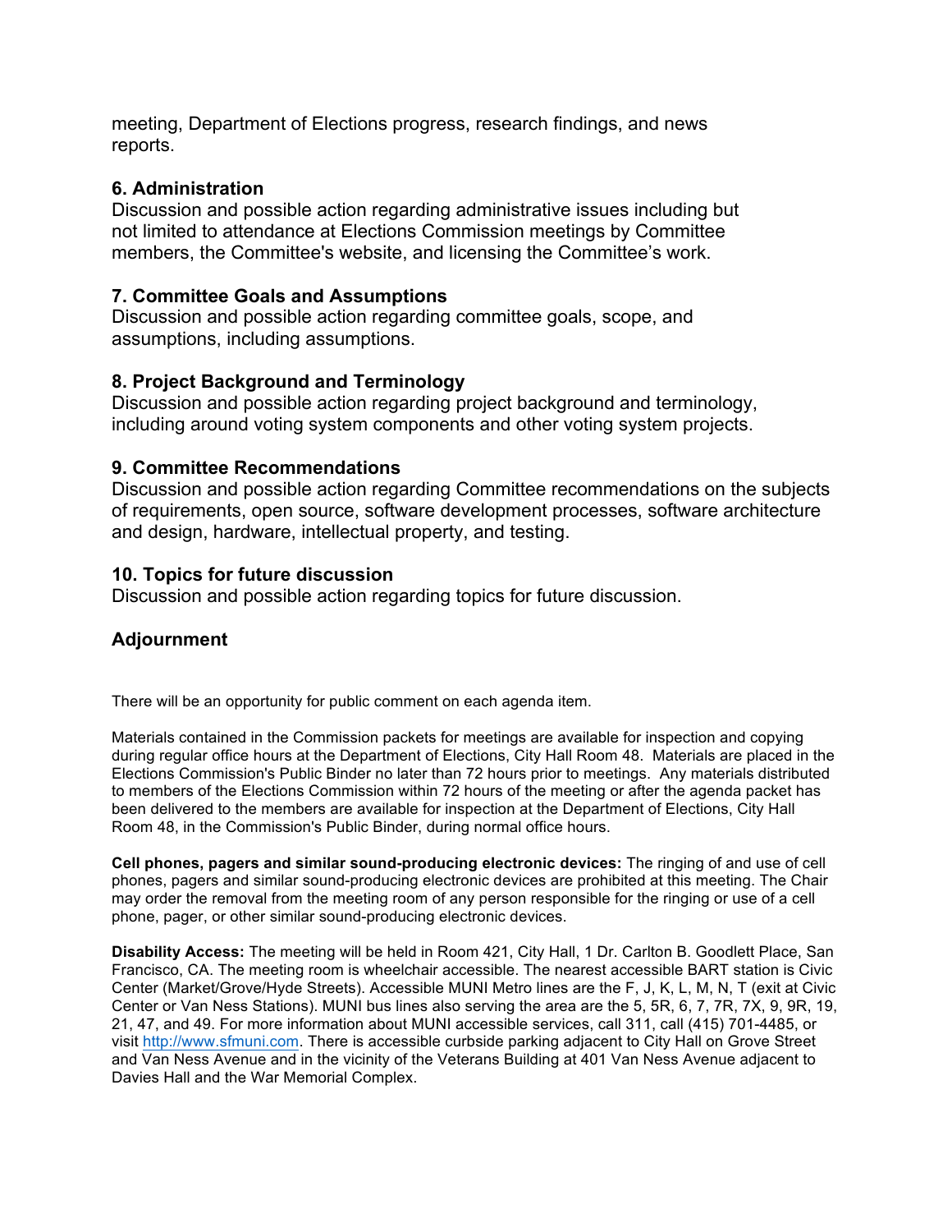meeting, Department of Elections progress, research findings, and news reports.

### 6. Administration

Discussion and possible action regarding administrative issues including but not limited to attendance at Elections Commission meetings by Committee members, the Committee's website, and licensing the Committee's work.

### 7. Committee Goals and Assumptions

Discussion and possible action regarding committee goals, scope, and assumptions, including assumptions.

### 8. Project Background and Terminology

Discussion and possible action regarding project background and terminology, including around voting system components and other voting system projects.

### 9. Committee Recommendations

Discussion and possible action regarding Committee recommendations on the subjects of requirements, open source, software development processes, software architecture and design, hardware, intellectual property, and testing.

### 10. Topics for future discussion

Discussion and possible action regarding topics for future discussion.

### Adjournment

There will be an opportunity for public comment on each agenda item.

Materials contained in the Commission packets for meetings are available for inspection and copying during regular office hours at the Department of Elections, City Hall Room 48. Materials are placed in the Elections Commission's Public Binder no later than 72 hours prior to meetings. Any materials distributed to members of the Elections Commission within 72 hours of the meeting or after the agenda packet has been delivered to the members are available for inspection at the Department of Elections, City Hall Room 48, in the Commission's Public Binder, during normal office hours.

**Cell phones, pagers and similar sound-producing electronic devices:** The ringing of and use of cell phones, pagers and similar sound-producing electronic devices are prohibited at this meeting. The Chair may order the removal from the meeting room of any person responsible for the ringing or use of a cell phone, pager, or other similar sound-producing electronic devices.

**Disability Access:** The meeting will be held in Room 421, City Hall, 1 Dr. Carlton B. Goodlett Place, San Francisco, CA. The meeting room is wheelchair accessible. The nearest accessible BART station is Civic Center (Market/Grove/Hyde Streets). Accessible MUNI Metro lines are the F, J, K, L, M, N, T (exit at Civic Center or Van Ness Stations). MUNI bus lines also serving the area are the 5, 5R, 6, 7, 7R, 7X, 9, 9R, 19, 21, 47, and 49. For more information about MUNI accessible services, call 311, call (415) 701-4485, or visit http://www.sfmuni.com. There is accessible curbside parking adjacent to City Hall on Grove Street and Van Ness Avenue and in the vicinity of the Veterans Building at 401 Van Ness Avenue adjacent to Davies Hall and the War Memorial Complex.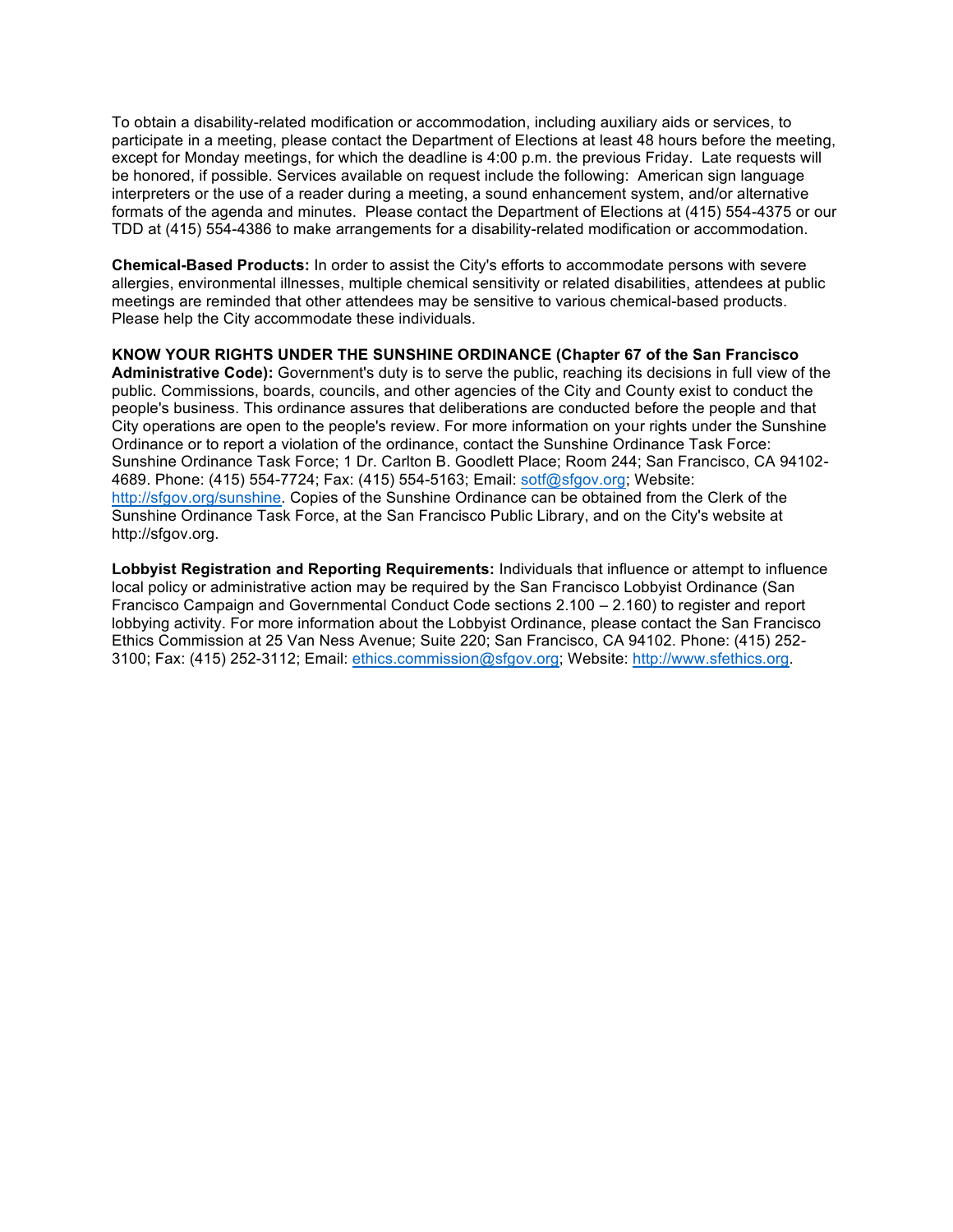To obtain a disability-related modification or accommodation, including auxiliary aids or services, to participate in a meeting, please contact the Department of Elections at least 48 hours before the meeting, except for Monday meetings, for which the deadline is 4:00 p.m. the previous Friday. Late requests will be honored, if possible. Services available on request include the following: American sign language interpreters or the use of a reader during a meeting, a sound enhancement system, and/or alternative formats of the agenda and minutes. Please contact the Department of Elections at (415) 554-4375 or our TDD at (415) 554-4386 to make arrangements for a disability-related modification or accommodation.

**Chemical-Based Products:** In order to assist the City's efforts to accommodate persons with severe allergies, environmental illnesses, multiple chemical sensitivity or related disabilities, attendees at public meetings are reminded that other attendees may be sensitive to various chemical-based products. Please help the City accommodate these individuals.

**KNOW YOUR RIGHTS UNDER THE SUNSHINE ORDINANCE (Chapter 67 of the San Francisco Administrative Code):** Government's duty is to serve the public, reaching its decisions in full view of the public. Commissions, boards, councils, and other agencies of the City and County exist to conduct the people's business. This ordinance assures that deliberations are conducted before the people and that City operations are open to the people's review. For more information on your rights under the Sunshine Ordinance or to report a violation of the ordinance, contact the Sunshine Ordinance Task Force: Sunshine Ordinance Task Force; 1 Dr. Carlton B. Goodlett Place; Room 244; San Francisco, CA 94102-4689. Phone: (415) 554-7724; Fax: (415) 554-5163; Email: sotf@sfgov.org; Website: http://sfgov.org/sunshine. Copies of the Sunshine Ordinance can be obtained from the Clerk of the Sunshine Ordinance Task Force, at the San Francisco Public Library, and on the City's website at http://sfgov.org.

**Lobbyist Registration and Reporting Requirements:** Individuals that influence or attempt to influence local policy or administrative action may be required by the San Francisco Lobbyist Ordinance (San Francisco Campaign and Governmental Conduct Code sections 2.100 – 2.160) to register and report lobbying activity. For more information about the Lobbyist Ordinance, please contact the San Francisco Ethics Commission at 25 Van Ness Avenue; Suite 220; San Francisco, CA 94102. Phone: (415) 252-3100; Fax: (415) 252-3112; Email: ethics.commission@sfgov.org; Website: http://www.sfethics.org.